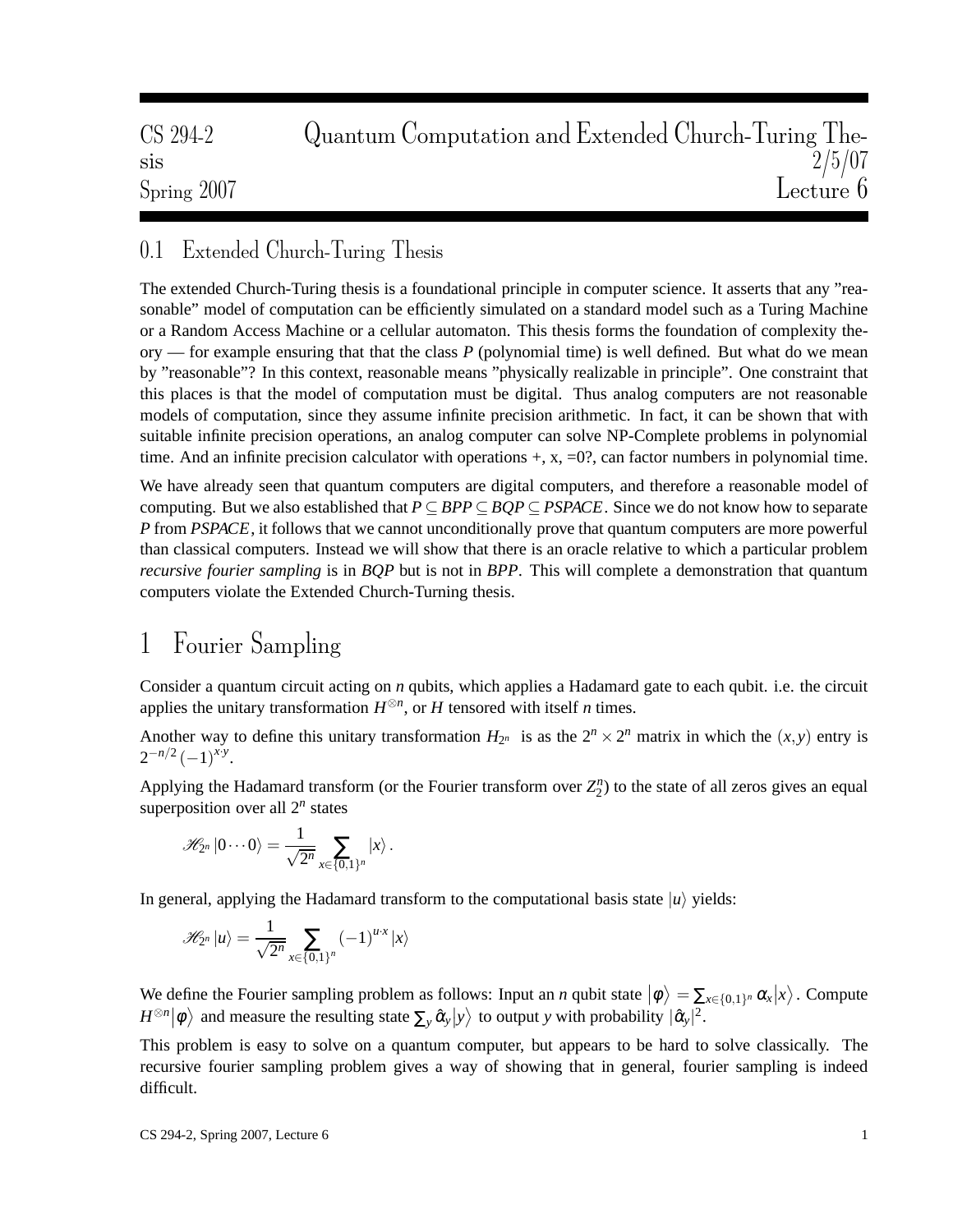CS 294-2 Quantum Computation and Extended Church-Turing Thesis 2/5/07
Spring 2007 Lecture 6

## 0.1 Extended Church-Turing Thesis

The extended Church-Turing thesis is a foundational principle in computer science. It asserts that any "reasonable" model of computation can be efficiently simulated on a standard model such as a Turing Machine or a Random Access Machine or a cellular automaton. This thesis forms the foundation of complexity theory — for example ensuring that that the class $P$ (polynomial time) is well defined. But what do we mean by "reasonable"? In this context, reasonable means "physically realizable in principle". One constraint that this places is that the model of computation must be digital. Thus analog computers are not reasonable models of computation, since they assume infinite precision arithmetic. In fact, it can be shown that with suitable infinite precision operations, an analog computer can solve NP-Complete problems in polynomial time. And an infinite precision calculator with operations +, x, =0?, can factor numbers in polynomial time.

We have already seen that quantum computers are digital computers, and therefore a reasonable model of computing. But we also established that $P \subseteq BPP \subseteq BQP \subseteq PSPACE$. Since we do not know how to separate $P$ from $PSPACE$, it follows that we cannot unconditionally prove that quantum computers are more powerful than classical computers. Instead we will show that there is an oracle relative to which a particular problem *recursive fourier sampling* is in $BQP$ but is not in $BPP$. This will complete a demonstration that quantum computers violate the Extended Church-Turning thesis.

# 1 Fourier Sampling

Consider a quantum circuit acting on $n$ qubits, which applies a Hadamard gate to each qubit. i.e. the circuit applies the unitary transformation $H^{\otimes n}$, or $H$ tensored with itself $n$ times.

Another way to define this unitary transformation $H_{2^n}$ is as the $2^n \times 2^n$ matrix in which the $(x,y)$ entry is $2^{-n/2}(-1)^{x \cdot y}$.

Applying the Hadamard transform (or the Fourier transform over $Z_2^n$) to the state of all zeros gives an equal superposition over all $2^n$ states

$$\mathscr{H}_{2^n}|0\cdots 0\rangle = \frac{1}{\sqrt{2^n}} \sum_{x \in \{0,1\}^n} |x\rangle .$$

In general, applying the Hadamard transform to the computational basis state $|u\rangle$ yields:

$$\mathscr{H}_{2^n}|u\rangle = \frac{1}{\sqrt{2^n}} \sum_{x \in \{0,1\}^n} (-1)^{u \cdot x} |x\rangle$$

We define the Fourier sampling problem as follows: Input an $n$ qubit state $|\phi\rangle = \sum_{x \in \{0,1\}^n} \alpha_x |x\rangle$. Compute $H^{\otimes n}|\phi\rangle$ and measure the resulting state $\sum_y \hat{\alpha}_y |y\rangle$ to output $y$ with probability $|\hat{\alpha}_y|^2$.

This problem is easy to solve on a quantum computer, but appears to be hard to solve classically. The recursive fourier sampling problem gives a way of showing that in general, fourier sampling is indeed difficult.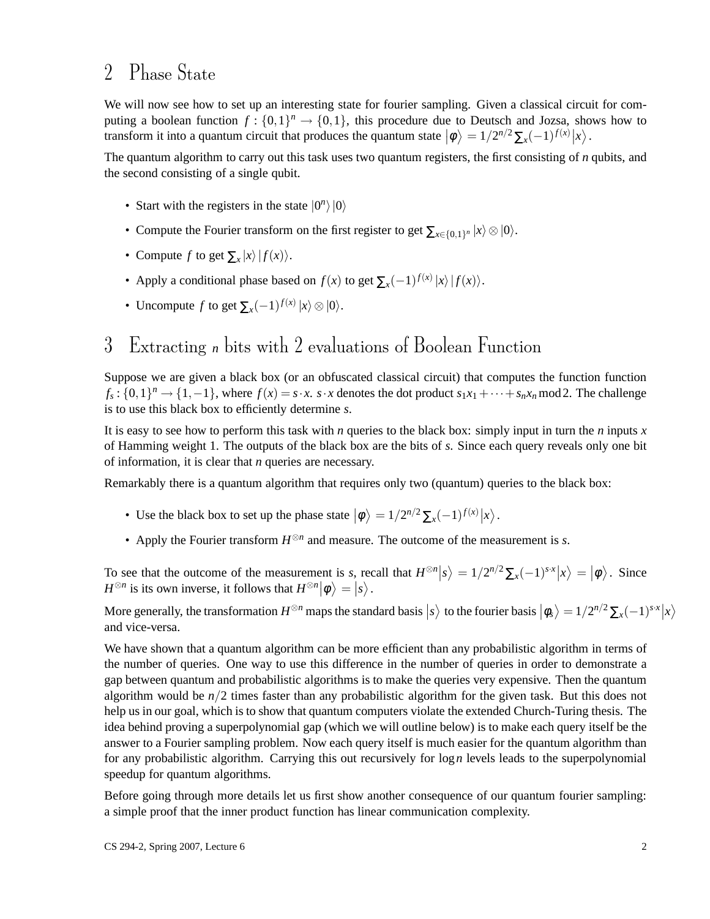## 2 Phase State

We will now see how to set up an interesting state for fourier sampling. Given a classical circuit for computing a boolean function $f : \{0,1\}^n \rightarrow \{0,1\}$, this procedure due to Deutsch and Jozsa, shows how to transform it into a quantum circuit that produces the quantum state $|\phi\rangle = 1/2^{n/2} \sum_x (-1)^{f(x)} |x\rangle$.

The quantum algorithm to carry out this task uses two quantum registers, the first consisting of $n$ qubits, and the second consisting of a single qubit.

- Start with the registers in the state $|0^n\rangle |0\rangle$
- Compute the Fourier transform on the first register to get $\sum_{x \in \{0,1\}^n} |x\rangle \otimes |0\rangle$.
- Compute $f$ to get $\sum_x |x\rangle |f(x)\rangle$.
- Apply a conditional phase based on $f(x)$ to get $\sum_x (-1)^{f(x)} |x\rangle |f(x)\rangle$.
- Uncompute $f$ to get $\sum_x (-1)^{f(x)} |x\rangle \otimes |0\rangle$.

## 3 Extracting $n$ bits with 2 evaluations of Boolean Function

Suppose we are given a black box (or an obfuscated classical circuit) that computes the function function $f_s : \{0,1\}^n \rightarrow \{1,-1\}$, where $f(x) = s \cdot x$. $s \cdot x$ denotes the dot product $s_1 x_1 + \cdots + s_n x_n \bmod 2$. The challenge is to use this black box to efficiently determine $s$.

It is easy to see how to perform this task with $n$ queries to the black box: simply input in turn the $n$ inputs $x$ of Hamming weight 1. The outputs of the black box are the bits of $s$. Since each query reveals only one bit of information, it is clear that $n$ queries are necessary.

Remarkably there is a quantum algorithm that requires only two (quantum) queries to the black box:

- Use the black box to set up the phase state $|\phi\rangle = 1/2^{n/2} \sum_x (-1)^{f(x)} |x\rangle$.
- Apply the Fourier transform $H^{\otimes n}$ and measure. The outcome of the measurement is $s$.

To see that the outcome of the measurement is $s$, recall that $H^{\otimes n}|s\rangle = 1/2^{n/2} \sum_x (-1)^{s \cdot x} |x\rangle = |\phi\rangle$. Since $H^{\otimes n}$ is its own inverse, it follows that $H^{\otimes n}|\phi\rangle = |s\rangle$.

More generally, the transformation $H^{\otimes n}$ maps the standard basis $|s\rangle$ to the fourier basis $|\phi_s\rangle = 1/2^{n/2} \sum_x (-1)^{s \cdot x} |x\rangle$ and vice-versa.

We have shown that a quantum algorithm can be more efficient than any probabilistic algorithm in terms of the number of queries. One way to use this difference in the number of queries in order to demonstrate a gap between quantum and probabilistic algorithms is to make the queries very expensive. Then the quantum algorithm would be $n/2$ times faster than any probabilistic algorithm for the given task. But this does not help us in our goal, which is to show that quantum computers violate the extended Church-Turing thesis. The idea behind proving a superpolynomial gap (which we will outline below) is to make each query itself be the answer to a Fourier sampling problem. Now each query itself is much easier for the quantum algorithm than for any probabilistic algorithm. Carrying this out recursively for $\log n$ levels leads to the superpolynomial speedup for quantum algorithms.

Before going through more details let us first show another consequence of our quantum fourier sampling: a simple proof that the inner product function has linear communication complexity.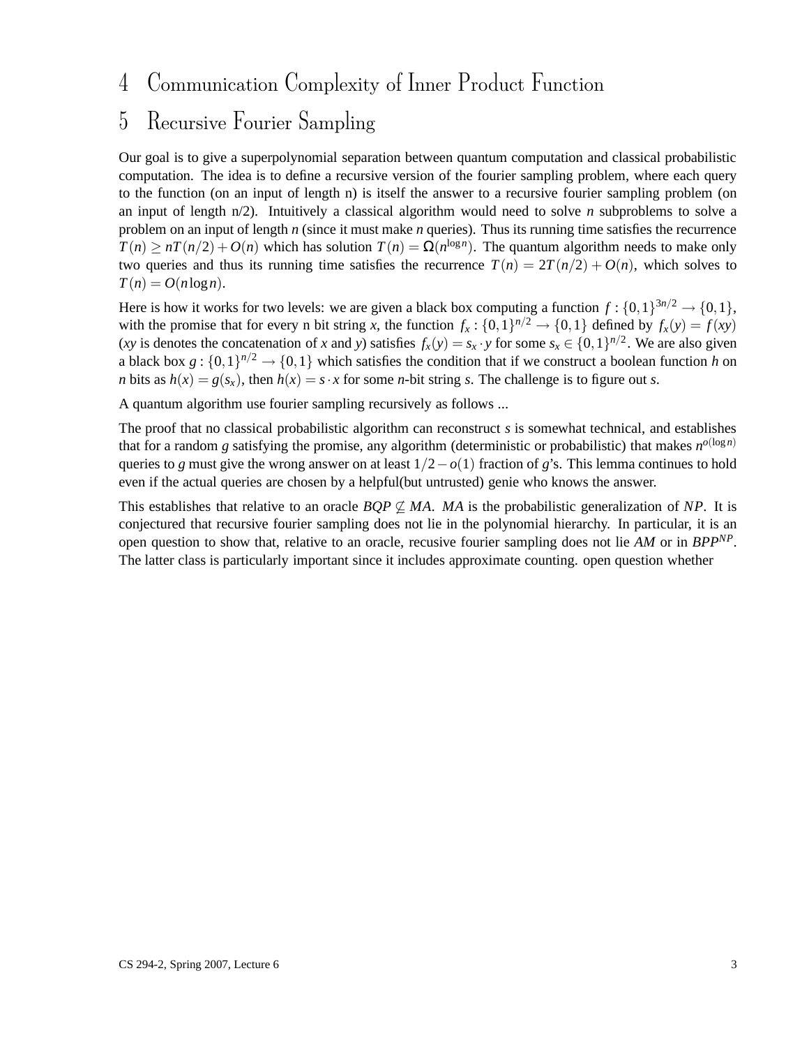# 4 Communication Complexity of Inner Product Function

# 5 Recursive Fourier Sampling

Our goal is to give a superpolynomial separation between quantum computation and classical probabilistic computation. The idea is to define a recursive version of the fourier sampling problem, where each query to the function (on an input of length n) is itself the answer to a recursive fourier sampling problem (on an input of length n/2). Intuitively a classical algorithm would need to solve $n$ subproblems to solve a problem on an input of length $n$ (since it must make $n$ queries). Thus its running time satisfies the recurrence $T(n) \geq nT(n/2) + O(n)$ which has solution $T(n) = \Omega(n^{\log n})$. The quantum algorithm needs to make only two queries and thus its running time satisfies the recurrence $T(n) = 2T(n/2) + O(n)$, which solves to $T(n) = O(n \log n)$.

Here is how it works for two levels: we are given a black box computing a function $f : \{0,1\}^{3n/2} \rightarrow \{0,1\}$, with the promise that for every n bit string $x$, the function $f_x : \{0,1\}^{n/2} \rightarrow \{0,1\}$ defined by $f_x(y) = f(xy)$ ($xy$ is denotes the concatenation of $x$ and $y$) satisfies $f_x(y) = s_x \cdot y$ for some $s_x \in \{0,1\}^{n/2}$. We are also given a black box $g : \{0,1\}^{n/2} \rightarrow \{0,1\}$ which satisfies the condition that if we construct a boolean function $h$ on $n$ bits as $h(x) = g(s_x)$, then $h(x) = s \cdot x$ for some $n$-bit string $s$. The challenge is to figure out $s$.

A quantum algorithm use fourier sampling recursively as follows ...

The proof that no classical probabilistic algorithm can reconstruct $s$ is somewhat technical, and establishes that for a random $g$ satisfying the promise, any algorithm (deterministic or probabilistic) that makes $n^{o(\log n)}$ queries to $g$ must give the wrong answer on at least $1/2 - o(1)$ fraction of $g$'s. This lemma continues to hold even if the actual queries are chosen by a helpful(but untrusted) genie who knows the answer.

This establishes that relative to an oracle $BQP \not\subseteq MA$. $MA$ is the probabilistic generalization of $NP$. It is conjectured that recursive fourier sampling does not lie in the polynomial hierarchy. In particular, it is an open question to show that, relative to an oracle, recusive fourier sampling does not lie $AM$ or in $BPP^{NP}$. The latter class is particularly important since it includes approximate counting. open question whether